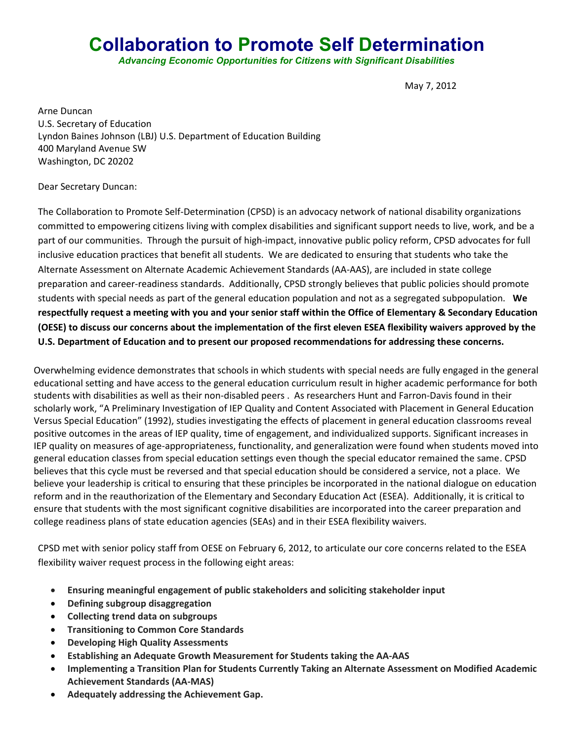# Collaboration to Promote Self Determination

*Advancing Economic Opportunities for Citizens with Significant Disabilities*

May 7, 2012

Arne Duncan
U.S. Secretary of Education
Lyndon Baines Johnson (LBJ) U.S. Department of Education Building
400 Maryland Avenue SW
Washington, DC 20202

Dear Secretary Duncan:

The Collaboration to Promote Self-Determination (CPSD) is an advocacy network of national disability organizations committed to empowering citizens living with complex disabilities and significant support needs to live, work, and be a part of our communities. Through the pursuit of high-impact, innovative public policy reform, CPSD advocates for full inclusive education practices that benefit all students. We are dedicated to ensuring that students who take the Alternate Assessment on Alternate Academic Achievement Standards (AA-AAS), are included in state college preparation and career-readiness standards. Additionally, CPSD strongly believes that public policies should promote students with special needs as part of the general education population and not as a segregated subpopulation. **We respectfully request a meeting with you and your senior staff within the Office of Elementary & Secondary Education (OESE) to discuss our concerns about the implementation of the first eleven ESEA flexibility waivers approved by the U.S. Department of Education and to present our proposed recommendations for addressing these concerns.**

Overwhelming evidence demonstrates that schools in which students with special needs are fully engaged in the general educational setting and have access to the general education curriculum result in higher academic performance for both students with disabilities as well as their non-disabled peers . As researchers Hunt and Farron-Davis found in their scholarly work, "A Preliminary Investigation of IEP Quality and Content Associated with Placement in General Education Versus Special Education" (1992), studies investigating the effects of placement in general education classrooms reveal positive outcomes in the areas of IEP quality, time of engagement, and individualized supports. Significant increases in IEP quality on measures of age-appropriateness, functionality, and generalization were found when students moved into general education classes from special education settings even though the special educator remained the same. CPSD believes that this cycle must be reversed and that special education should be considered a service, not a place. We believe your leadership is critical to ensuring that these principles be incorporated in the national dialogue on education reform and in the reauthorization of the Elementary and Secondary Education Act (ESEA). Additionally, it is critical to ensure that students with the most significant cognitive disabilities are incorporated into the career preparation and college readiness plans of state education agencies (SEAs) and in their ESEA flexibility waivers.

CPSD met with senior policy staff from OESE on February 6, 2012, to articulate our core concerns related to the ESEA flexibility waiver request process in the following eight areas:

- **Ensuring meaningful engagement of public stakeholders and soliciting stakeholder input**
- **Defining subgroup disaggregation**
- **Collecting trend data on subgroups**
- **Transitioning to Common Core Standards**
- **Developing High Quality Assessments**
- **Establishing an Adequate Growth Measurement for Students taking the AA-AAS**
- **Implementing a Transition Plan for Students Currently Taking an Alternate Assessment on Modified Academic Achievement Standards (AA-MAS)**
- **Adequately addressing the Achievement Gap.**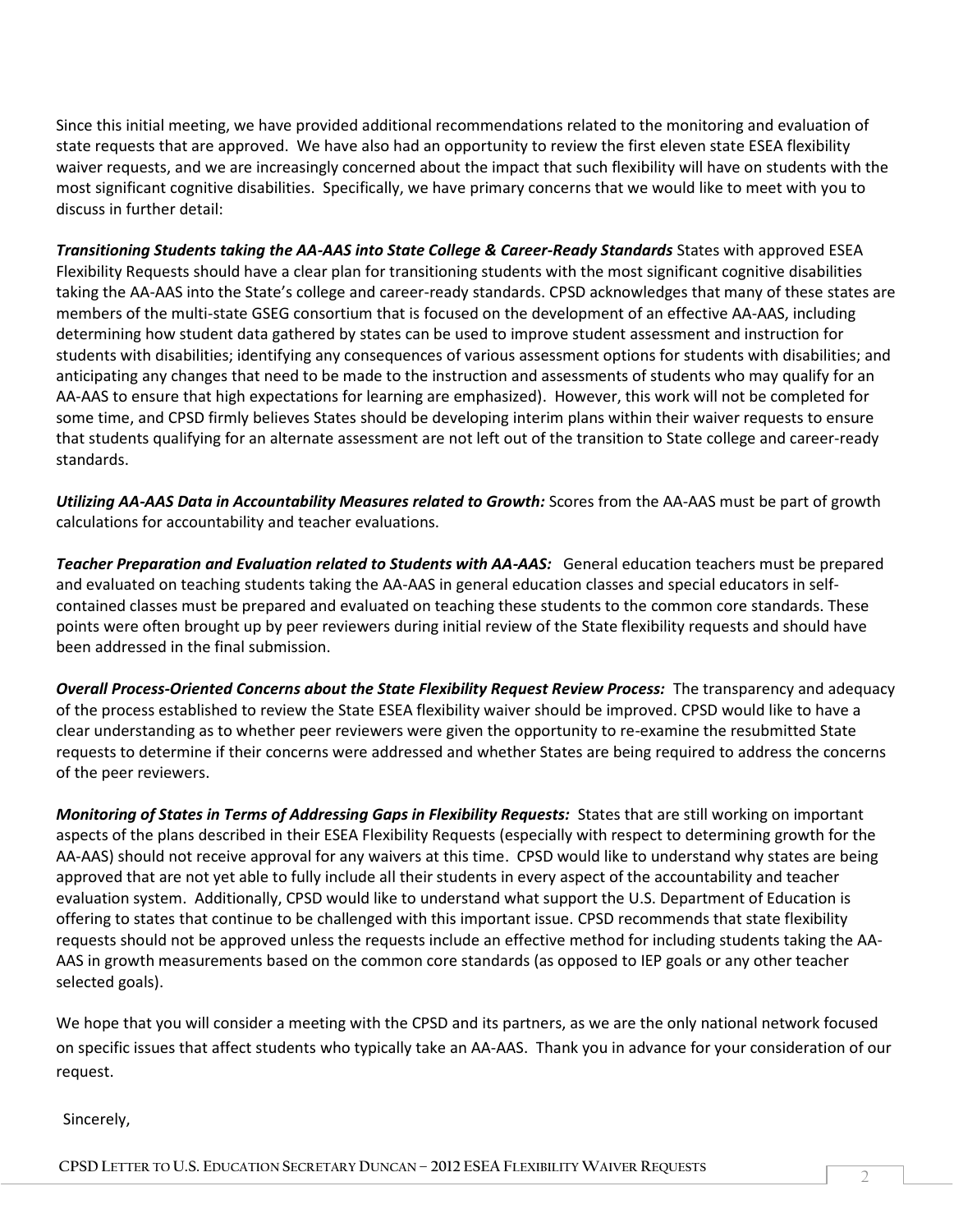Since this initial meeting, we have provided additional recommendations related to the monitoring and evaluation of state requests that are approved. We have also had an opportunity to review the first eleven state ESEA flexibility waiver requests, and we are increasingly concerned about the impact that such flexibility will have on students with the most significant cognitive disabilities. Specifically, we have primary concerns that we would like to meet with you to discuss in further detail:

***Transitioning Students taking the AA-AAS into State College & Career-Ready Standards*** States with approved ESEA Flexibility Requests should have a clear plan for transitioning students with the most significant cognitive disabilities taking the AA-AAS into the State's college and career-ready standards. CPSD acknowledges that many of these states are members of the multi-state GSEG consortium that is focused on the development of an effective AA-AAS, including determining how student data gathered by states can be used to improve student assessment and instruction for students with disabilities; identifying any consequences of various assessment options for students with disabilities; and anticipating any changes that need to be made to the instruction and assessments of students who may qualify for an AA-AAS to ensure that high expectations for learning are emphasized). However, this work will not be completed for some time, and CPSD firmly believes States should be developing interim plans within their waiver requests to ensure that students qualifying for an alternate assessment are not left out of the transition to State college and career-ready standards.

***Utilizing AA-AAS Data in Accountability Measures related to Growth:*** Scores from the AA-AAS must be part of growth calculations for accountability and teacher evaluations.

***Teacher Preparation and Evaluation related to Students with AA-AAS:*** General education teachers must be prepared and evaluated on teaching students taking the AA-AAS in general education classes and special educators in self-contained classes must be prepared and evaluated on teaching these students to the common core standards. These points were often brought up by peer reviewers during initial review of the State flexibility requests and should have been addressed in the final submission.

***Overall Process-Oriented Concerns about the State Flexibility Request Review Process:*** The transparency and adequacy of the process established to review the State ESEA flexibility waiver should be improved. CPSD would like to have a clear understanding as to whether peer reviewers were given the opportunity to re-examine the resubmitted State requests to determine if their concerns were addressed and whether States are being required to address the concerns of the peer reviewers.

***Monitoring of States in Terms of Addressing Gaps in Flexibility Requests:*** States that are still working on important aspects of the plans described in their ESEA Flexibility Requests (especially with respect to determining growth for the AA-AAS) should not receive approval for any waivers at this time. CPSD would like to understand why states are being approved that are not yet able to fully include all their students in every aspect of the accountability and teacher evaluation system. Additionally, CPSD would like to understand what support the U.S. Department of Education is offering to states that continue to be challenged with this important issue. CPSD recommends that state flexibility requests should not be approved unless the requests include an effective method for including students taking the AA-AAS in growth measurements based on the common core standards (as opposed to IEP goals or any other teacher selected goals).

We hope that you will consider a meeting with the CPSD and its partners, as we are the only national network focused on specific issues that affect students who typically take an AA-AAS. Thank you in advance for your consideration of our request.

Sincerely,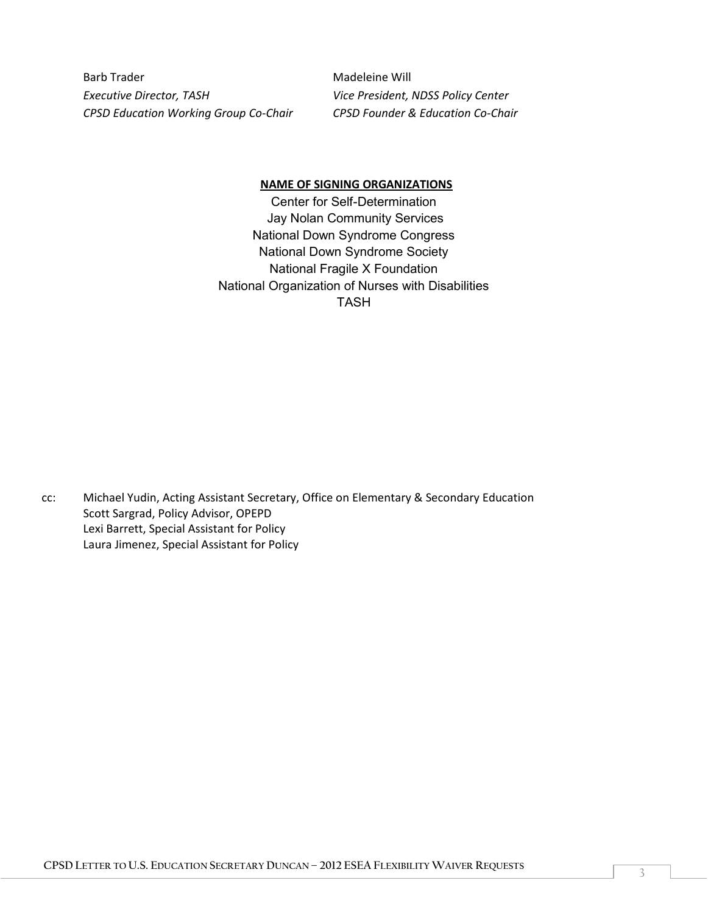Barb Trader
*Executive Director, TASH*
*CPSD Education Working Group Co-Chair*

Madeleine Will
*Vice President, NDSS Policy Center*
*CPSD Founder & Education Co-Chair*

**NAME OF SIGNING ORGANIZATIONS**

Center for Self-Determination
Jay Nolan Community Services
National Down Syndrome Congress
National Down Syndrome Society
National Fragile X Foundation
National Organization of Nurses with Disabilities
TASH

cc: Michael Yudin, Acting Assistant Secretary, Office on Elementary & Secondary Education
Scott Sargrad, Policy Advisor, OPEPD
Lexi Barrett, Special Assistant for Policy
Laura Jimenez, Special Assistant for Policy